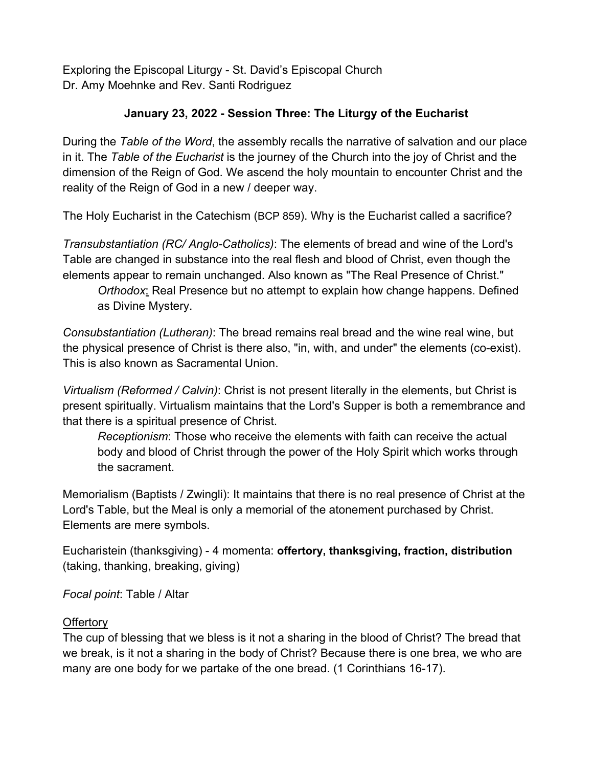Exploring the Episcopal Liturgy - St. David's Episcopal Church
Dr. Amy Moehnke and Rev. Santi Rodriguez

## January 23, 2022 - Session Three: The Liturgy of the Eucharist

During the *Table of the Word*, the assembly recalls the narrative of salvation and our place in it. The *Table of the Eucharist* is the journey of the Church into the joy of Christ and the dimension of the Reign of God. We ascend the holy mountain to encounter Christ and the reality of the Reign of God in a new / deeper way.

The Holy Eucharist in the Catechism (BCP 859). Why is the Eucharist called a sacrifice?

*Transubstantiation (RC/ Anglo-Catholics)*: The elements of bread and wine of the Lord's Table are changed in substance into the real flesh and blood of Christ, even though the elements appear to remain unchanged. Also known as "The Real Presence of Christ."

> *Orthodox*: Real Presence but no attempt to explain how change happens. Defined as Divine Mystery.

*Consubstantiation (Lutheran)*: The bread remains real bread and the wine real wine, but the physical presence of Christ is there also, "in, with, and under" the elements (co-exist). This is also known as Sacramental Union.

*Virtualism (Reformed / Calvin)*: Christ is not present literally in the elements, but Christ is present spiritually. Virtualism maintains that the Lord's Supper is both a remembrance and that there is a spiritual presence of Christ.

> *Receptionism*: Those who receive the elements with faith can receive the actual body and blood of Christ through the power of the Holy Spirit which works through the sacrament.

Memorialism (Baptists / Zwingli): It maintains that there is no real presence of Christ at the Lord's Table, but the Meal is only a memorial of the atonement purchased by Christ. Elements are mere symbols.

Eucharistein (thanksgiving) - 4 momenta: **offertory, thanksgiving, fraction, distribution** (taking, thanking, breaking, giving)

*Focal point*: Table / Altar

<u>Offertory</u>

The cup of blessing that we bless is it not a sharing in the blood of Christ? The bread that we break, is it not a sharing in the body of Christ? Because there is one brea, we who are many are one body for we partake of the one bread. (1 Corinthians 16-17).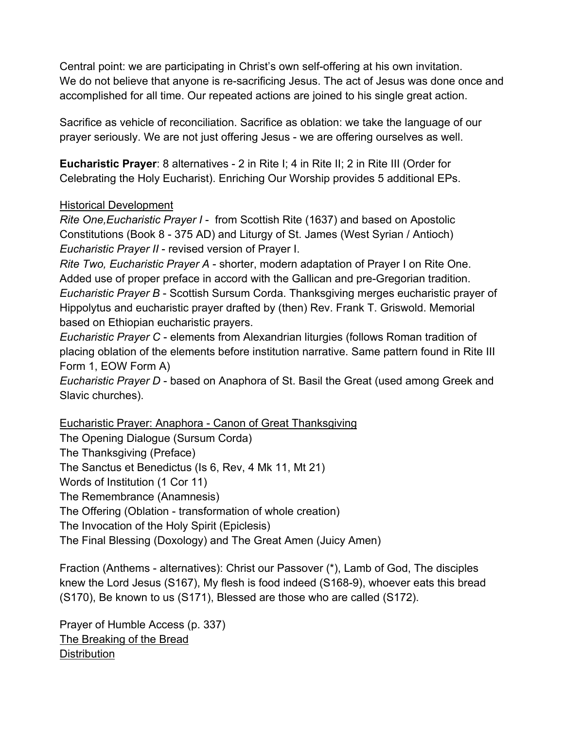Central point: we are participating in Christ's own self-offering at his own invitation.
We do not believe that anyone is re-sacrificing Jesus. The act of Jesus was done once and accomplished for all time. Our repeated actions are joined to his single great action.

Sacrifice as vehicle of reconciliation. Sacrifice as oblation: we take the language of our prayer seriously. We are not just offering Jesus - we are offering ourselves as well.

**Eucharistic Prayer**: 8 alternatives - 2 in Rite I; 4 in Rite II; 2 in Rite III (Order for Celebrating the Holy Eucharist). Enriching Our Worship provides 5 additional EPs.

<u>Historical Development</u>
*Rite One,Eucharistic Prayer I* - from Scottish Rite (1637) and based on Apostolic Constitutions (Book 8 - 375 AD) and Liturgy of St. James (West Syrian / Antioch)
*Eucharistic Prayer II* - revised version of Prayer I.
*Rite Two, Eucharistic Prayer A* - shorter, modern adaptation of Prayer I on Rite One. Added use of proper preface in accord with the Gallican and pre-Gregorian tradition.
*Eucharistic Prayer B* - Scottish Sursum Corda. Thanksgiving merges eucharistic prayer of Hippolytus and eucharistic prayer drafted by (then) Rev. Frank T. Griswold. Memorial based on Ethiopian eucharistic prayers.
*Eucharistic Prayer C* - elements from Alexandrian liturgies (follows Roman tradition of placing oblation of the elements before institution narrative. Same pattern found in Rite III Form 1, EOW Form A)
*Eucharistic Prayer D* - based on Anaphora of St. Basil the Great (used among Greek and Slavic churches).

<u>Eucharistic Prayer: Anaphora - Canon of Great Thanksgiving</u>
The Opening Dialogue (Sursum Corda)
The Thanksgiving (Preface)
The Sanctus et Benedictus (Is 6, Rev, 4 Mk 11, Mt 21)
Words of Institution (1 Cor 11)
The Remembrance (Anamnesis)
The Offering (Oblation - transformation of whole creation)
The Invocation of the Holy Spirit (Epiclesis)
The Final Blessing (Doxology) and The Great Amen (Juicy Amen)

Fraction (Anthems - alternatives): Christ our Passover (*), Lamb of God, The disciples knew the Lord Jesus (S167), My flesh is food indeed (S168-9), whoever eats this bread (S170), Be known to us (S171), Blessed are those who are called (S172).

Prayer of Humble Access (p. 337)
<u>The Breaking of the Bread</u>
<u>Distribution</u>